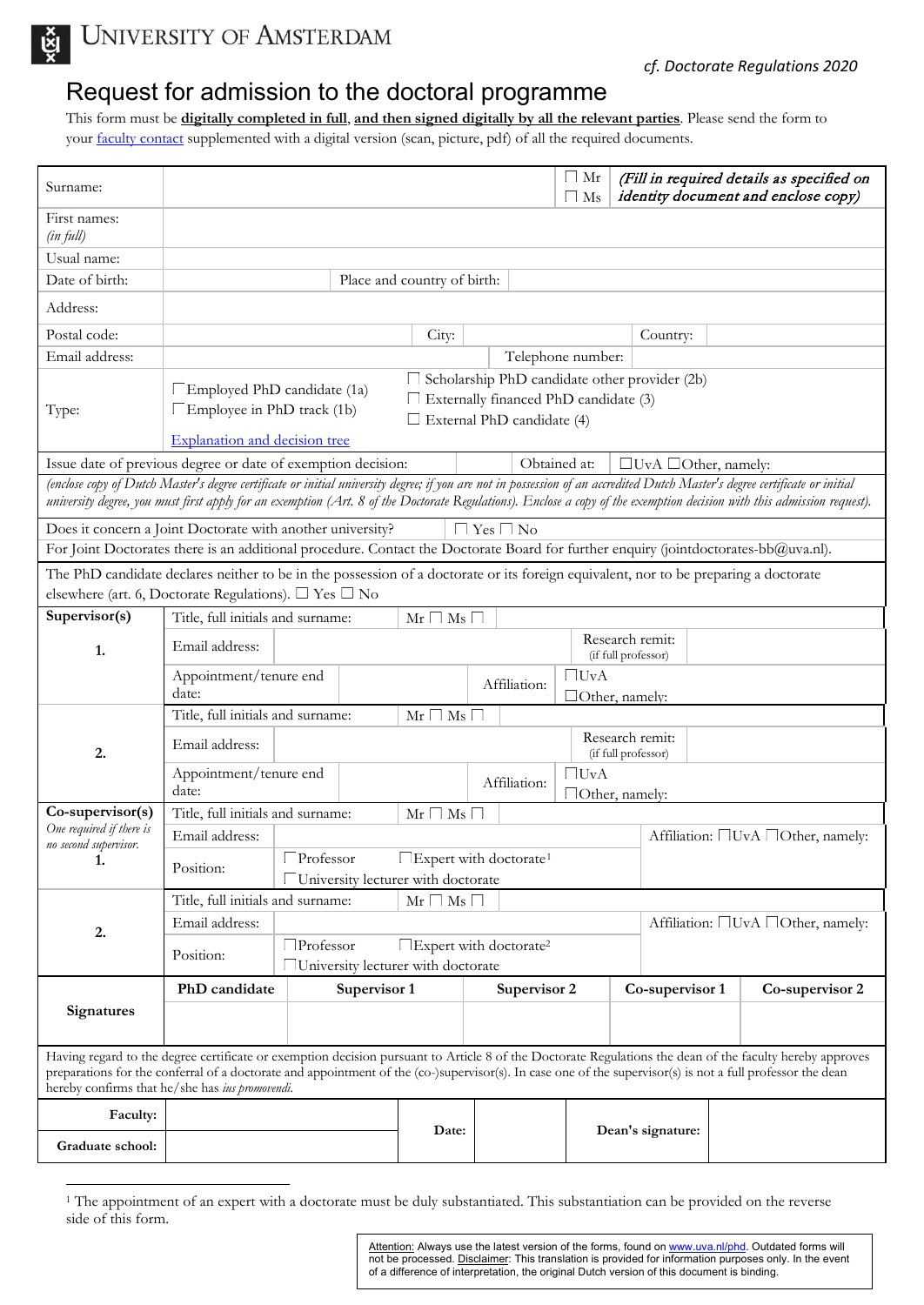UNIVERSITY OF AMSTERDAM

*cf. Doctorate Regulations 2020*

# Request for admission to the doctoral programme

This form must be **digitally completed in full**, **and then signed digitally by all the relevant parties**. Please send the form to your [faculty contact](#) supplemented with a digital version (scan, picture, pdf) of all the required documents.

| | | | | |
|---|---|---|---|---|
| Surname: | | ☐ Mr ☐ Ms | *(Fill in required details as specified on identity document and enclose copy)* | |
| First names: *(in full)* | | | | |
| Usual name: | | | | |
| Date of birth: | | Place and country of birth: | | |
| Address: | | | | |
| Postal code: | | City: | | Country: |
| Email address: | | Telephone number: | | |
| Type: | ☐ Employed PhD candidate (1a) ☐ Employee in PhD track (1b) [Explanation and decision tree](#) | ☐ Scholarship PhD candidate other provider (2b) ☐ Externally financed PhD candidate (3) ☐ External PhD candidate (4) | | |

| | | | |
|---|---|---|---|
| Issue date of previous degree or date of exemption decision: | | Obtained at: | ☐UvA ☐Other, namely: |

*(enclose copy of Dutch Master's degree certificate or initial university degree; if you are not in possession of an accredited Dutch Master's degree certificate or initial university degree, you must first apply for an exemption (Art. 8 of the Doctorate Regulations). Enclose a copy of the exemption decision with this admission request).*

Does it concern a Joint Doctorate with another university? ☐ Yes ☐ No

For Joint Doctorates there is an additional procedure. Contact the Doctorate Board for further enquiry (jointdoctorates-bb@uva.nl).

The PhD candidate declares neither to be in the possession of a doctorate or its foreign equivalent, nor to be preparing a doctorate elsewhere (art. 6, Doctorate Regulations). ☐ Yes ☐ No

| | | | | |
|---|---|---|---|---|
| **Supervisor(s)** **1.** | Title, full initials and surname: | Mr ☐ Ms ☐ | | |
| | Email address: | | Research remit: (if full professor) | |
| | Appointment/tenure end date: | | Affiliation: | ☐UvA ☐Other, namely: |
| **2.** | Title, full initials and surname: | Mr ☐ Ms ☐ | | |
| | Email address: | | Research remit: (if full professor) | |
| | Appointment/tenure end date: | | Affiliation: | ☐UvA ☐Other, namely: |
| **Co-supervisor(s)** *One required if there is no second supervisor.* **1.** | Title, full initials and surname: | Mr ☐ Ms ☐ | | |
| | Email address: | | Affiliation: ☐UvA ☐Other, namely: | |
| | Position: | ☐ Professor ☐Expert with doctorate[1] ☐ University lecturer with doctorate | | |
| **2.** | Title, full initials and surname: | Mr ☐ Ms ☐ | | |
| | Email address: | | Affiliation: ☐UvA ☐Other, namely: | |
| | Position: | ☐Professor ☐Expert with doctorate[2] ☐University lecturer with doctorate | | |

| **Signatures** | **PhD candidate** | **Supervisor 1** | **Supervisor 2** | **Co-supervisor 1** | **Co-supervisor 2** |
|---|---|---|---|---|---|
| | | | | | |

Having regard to the degree certificate or exemption decision pursuant to Article 8 of the Doctorate Regulations the dean of the faculty hereby approves preparations for the conferral of a doctorate and appointment of the (co-)supervisor(s). In case one of the supervisor(s) is not a full professor the dean hereby confirms that he/she has *ius promovendi*.

| | | | | | |
|---|---|---|---|---|---|
| **Faculty:** | | **Date:** | | **Dean's signature:** | |
| **Graduate school:** | | | | | |

[1] The appointment of an expert with a doctorate must be duly substantiated. This substantiation can be provided on the reverse side of this form.

Attention: Always use the latest version of the forms, found on www.uva.nl/phd. Outdated forms will not be processed. Disclaimer: This translation is provided for information purposes only. In the event of a difference of interpretation, the original Dutch version of this document is binding.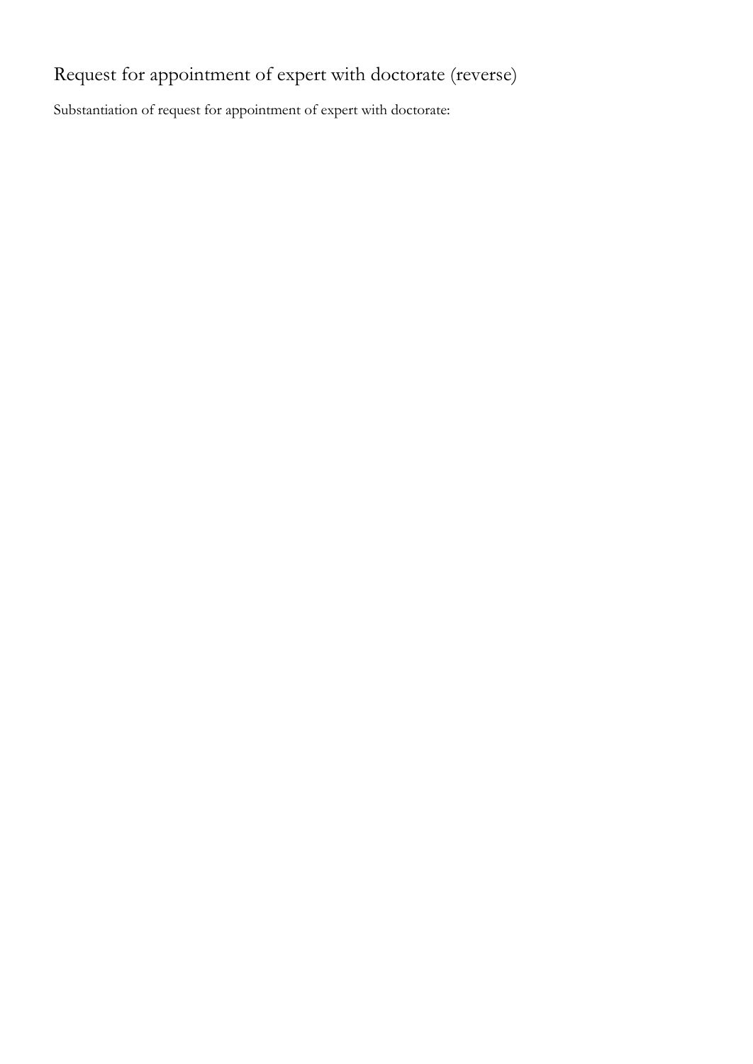# Request for appointment of expert with doctorate (reverse)

Substantiation of request for appointment of expert with doctorate: